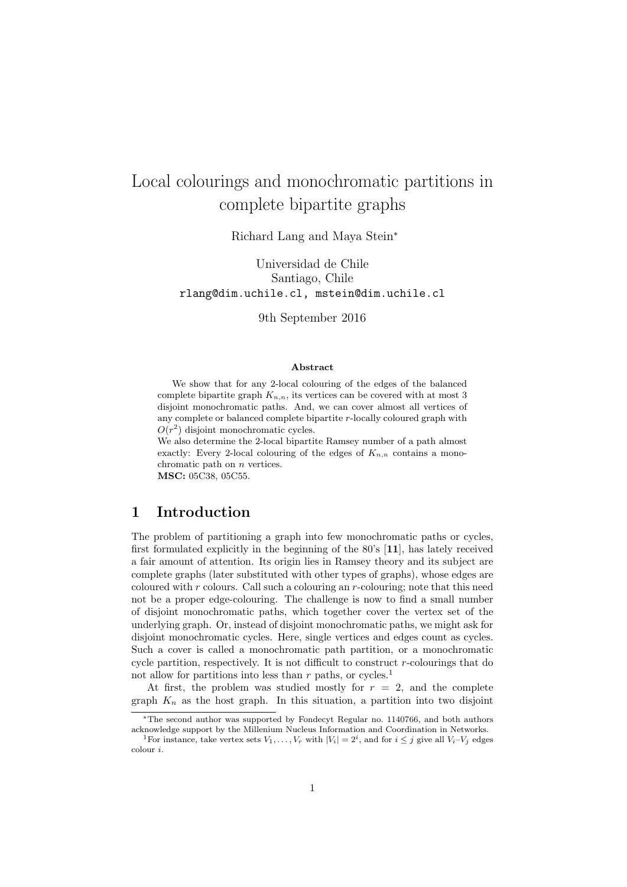# Local colourings and monochromatic partitions in complete bipartite graphs

Richard Lang and Maya Stein*

Universidad de Chile
Santiago, Chile
`rlang@dim.uchile.cl, mstein@dim.uchile.cl`

9th September 2016

**Abstract**

We show that for any 2-local colouring of the edges of the balanced complete bipartite graph $K_{n,n}$, its vertices can be covered with at most 3 disjoint monochromatic paths. And, we can cover almost all vertices of any complete or balanced complete bipartite $r$-locally coloured graph with $O(r^2)$ disjoint monochromatic cycles.
We also determine the 2-local bipartite Ramsey number of a path almost exactly: Every 2-local colouring of the edges of $K_{n,n}$ contains a monochromatic path on $n$ vertices.
**MSC:** 05C38, 05C55.

## 1 Introduction

The problem of partitioning a graph into few monochromatic paths or cycles, first formulated explicitly in the beginning of the 80's [**11**], has lately received a fair amount of attention. Its origin lies in Ramsey theory and its subject are complete graphs (later substituted with other types of graphs), whose edges are coloured with $r$ colours. Call such a colouring an $r$-colouring; note that this need not be a proper edge-colouring. The challenge is now to find a small number of disjoint monochromatic paths, which together cover the vertex set of the underlying graph. Or, instead of disjoint monochromatic paths, we might ask for disjoint monochromatic cycles. Here, single vertices and edges count as cycles. Such a cover is called a monochromatic path partition, or a monochromatic cycle partition, respectively. It is not difficult to construct $r$-colourings that do not allow for partitions into less than $r$ paths, or cycles.[1]

At first, the problem was studied mostly for $r = 2$, and the complete graph $K_n$ as the host graph. In this situation, a partition into two disjoint

*The second author was supported by Fondecyt Regular no. 1140766, and both authors acknowledge support by the Millenium Nucleus Information and Coordination in Networks.

[1]For instance, take vertex sets $V_1, \dots, V_r$ with $|V_i| = 2^i$, and for $i \leq j$ give all $V_i$–$V_j$ edges colour $i$.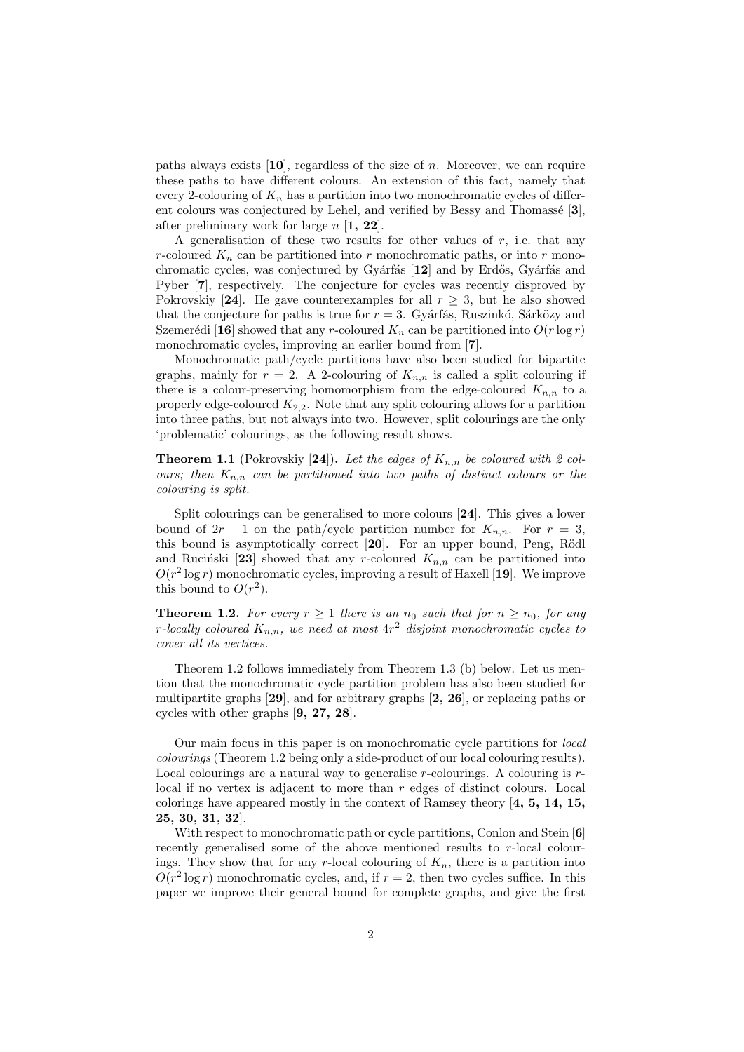paths always exists [**10**], regardless of the size of $n$. Moreover, we can require these paths to have different colours. An extension of this fact, namely that every 2-colouring of $K_n$ has a partition into two monochromatic cycles of different colours was conjectured by Lehel, and verified by Bessy and Thomassé [**3**], after preliminary work for large $n$ [**1, 22**].

A generalisation of these two results for other values of $r$, i.e. that any $r$-coloured $K_n$ can be partitioned into $r$ monochromatic paths, or into $r$ monochromatic cycles, was conjectured by Gyárfás [**12**] and by Erdős, Gyárfás and Pyber [**7**], respectively. The conjecture for cycles was recently disproved by Pokrovskiy [**24**]. He gave counterexamples for all $r \geq 3$, but he also showed that the conjecture for paths is true for $r = 3$. Gyárfás, Ruszinkó, Sárközy and Szemerédi [**16**] showed that any $r$-coloured $K_n$ can be partitioned into $O(r \log r)$ monochromatic cycles, improving an earlier bound from [**7**].

Monochromatic path/cycle partitions have also been studied for bipartite graphs, mainly for $r = 2$. A 2-colouring of $K_{n,n}$ is called a split colouring if there is a colour-preserving homomorphism from the edge-coloured $K_{n,n}$ to a properly edge-coloured $K_{2,2}$. Note that any split colouring allows for a partition into three paths, but not always into two. However, split colourings are the only 'problematic' colourings, as the following result shows.

**Theorem 1.1** (Pokrovskiy [**24**])**.** *Let the edges of $K_{n,n}$ be coloured with 2 colours; then $K_{n,n}$ can be partitioned into two paths of distinct colours or the colouring is split.*

Split colourings can be generalised to more colours [**24**]. This gives a lower bound of $2r - 1$ on the path/cycle partition number for $K_{n,n}$. For $r = 3$, this bound is asymptotically correct [**20**]. For an upper bound, Peng, Rödl and Ruciński [**23**] showed that any $r$-coloured $K_{n,n}$ can be partitioned into $O(r^2 \log r)$ monochromatic cycles, improving a result of Haxell [**19**]. We improve this bound to $O(r^2)$.

**Theorem 1.2.** *For every $r \geq 1$ there is an $n_0$ such that for $n \geq n_0$, for any $r$-locally coloured $K_{n,n}$, we need at most $4r^2$ disjoint monochromatic cycles to cover all its vertices.*

Theorem 1.2 follows immediately from Theorem 1.3 (b) below. Let us mention that the monochromatic cycle partition problem has also been studied for multipartite graphs [**29**], and for arbitrary graphs [**2, 26**], or replacing paths or cycles with other graphs [**9, 27, 28**].

Our main focus in this paper is on monochromatic cycle partitions for *local colourings* (Theorem 1.2 being only a side-product of our local colouring results). Local colourings are a natural way to generalise $r$-colourings. A colouring is $r$-local if no vertex is adjacent to more than $r$ edges of distinct colours. Local colorings have appeared mostly in the context of Ramsey theory [**4, 5, 14, 15, 25, 30, 31, 32**].

With respect to monochromatic path or cycle partitions, Conlon and Stein [**6**] recently generalised some of the above mentioned results to $r$-local colourings. They show that for any $r$-local colouring of $K_n$, there is a partition into $O(r^2 \log r)$ monochromatic cycles, and, if $r = 2$, then two cycles suffice. In this paper we improve their general bound for complete graphs, and give the first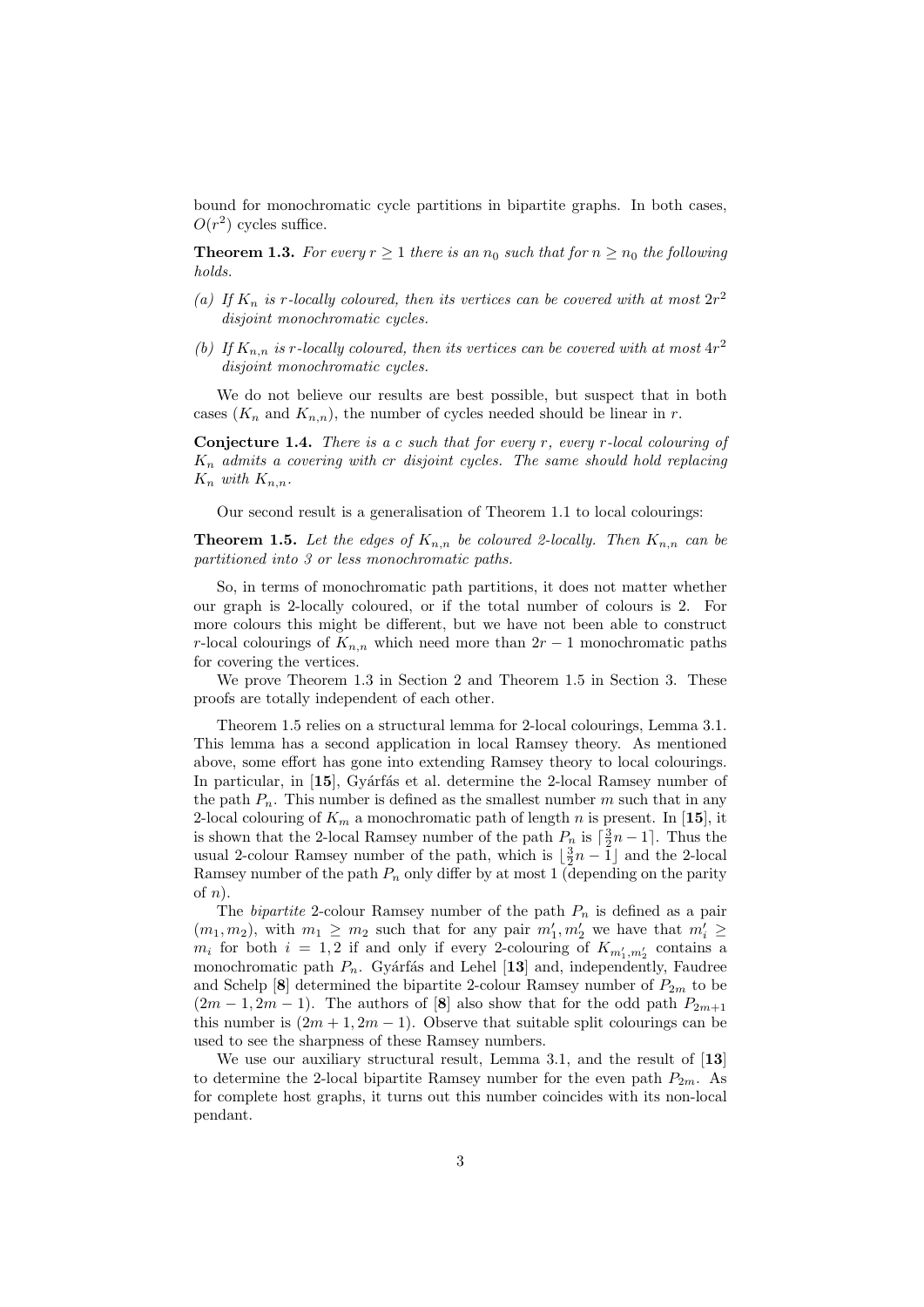bound for monochromatic cycle partitions in bipartite graphs. In both cases, $O(r^2)$ cycles suffice.

**Theorem 1.3.** *For every $r \geq 1$ there is an $n_0$ such that for $n \geq n_0$ the following holds.*

*(a) If $K_n$ is $r$-locally coloured, then its vertices can be covered with at most $2r^2$ disjoint monochromatic cycles.*

*(b) If $K_{n,n}$ is $r$-locally coloured, then its vertices can be covered with at most $4r^2$ disjoint monochromatic cycles.*

We do not believe our results are best possible, but suspect that in both cases ($K_n$ and $K_{n,n}$), the number of cycles needed should be linear in $r$.

**Conjecture 1.4.** *There is a $c$ such that for every $r$, every $r$-local colouring of $K_n$ admits a covering with $cr$ disjoint cycles. The same should hold replacing $K_n$ with $K_{n,n}$.*

Our second result is a generalisation of Theorem 1.1 to local colourings:

**Theorem 1.5.** *Let the edges of $K_{n,n}$ be coloured 2-locally. Then $K_{n,n}$ can be partitioned into 3 or less monochromatic paths.*

So, in terms of monochromatic path partitions, it does not matter whether our graph is 2-locally coloured, or if the total number of colours is 2. For more colours this might be different, but we have not been able to construct $r$-local colourings of $K_{n,n}$ which need more than $2r - 1$ monochromatic paths for covering the vertices.

We prove Theorem 1.3 in Section 2 and Theorem 1.5 in Section 3. These proofs are totally independent of each other.

Theorem 1.5 relies on a structural lemma for 2-local colourings, Lemma 3.1. This lemma has a second application in local Ramsey theory. As mentioned above, some effort has gone into extending Ramsey theory to local colourings. In particular, in [**15**], Gyárfás et al. determine the 2-local Ramsey number of the path $P_n$. This number is defined as the smallest number $m$ such that in any 2-local colouring of $K_m$ a monochromatic path of length $n$ is present. In [**15**], it is shown that the 2-local Ramsey number of the path $P_n$ is $\lceil \frac{3}{2}n - 1 \rceil$. Thus the usual 2-colour Ramsey number of the path, which is $\lfloor \frac{3}{2}n - 1 \rfloor$ and the 2-local Ramsey number of the path $P_n$ only differ by at most 1 (depending on the parity of $n$).

The *bipartite* 2-colour Ramsey number of the path $P_n$ is defined as a pair $(m_1, m_2)$, with $m_1 \geq m_2$ such that for any pair $m_1', m_2'$ we have that $m_i' \geq m_i$ for both $i = 1, 2$ if and only if every 2-colouring of $K_{m_1', m_2'}$ contains a monochromatic path $P_n$. Gyárfás and Lehel [**13**] and, independently, Faudree and Schelp [**8**] determined the bipartite 2-colour Ramsey number of $P_{2m}$ to be $(2m - 1, 2m - 1)$. The authors of [**8**] also show that for the odd path $P_{2m+1}$ this number is $(2m + 1, 2m - 1)$. Observe that suitable split colourings can be used to see the sharpness of these Ramsey numbers.

We use our auxiliary structural result, Lemma 3.1, and the result of [**13**] to determine the 2-local bipartite Ramsey number for the even path $P_{2m}$. As for complete host graphs, it turns out this number coincides with its non-local pendant.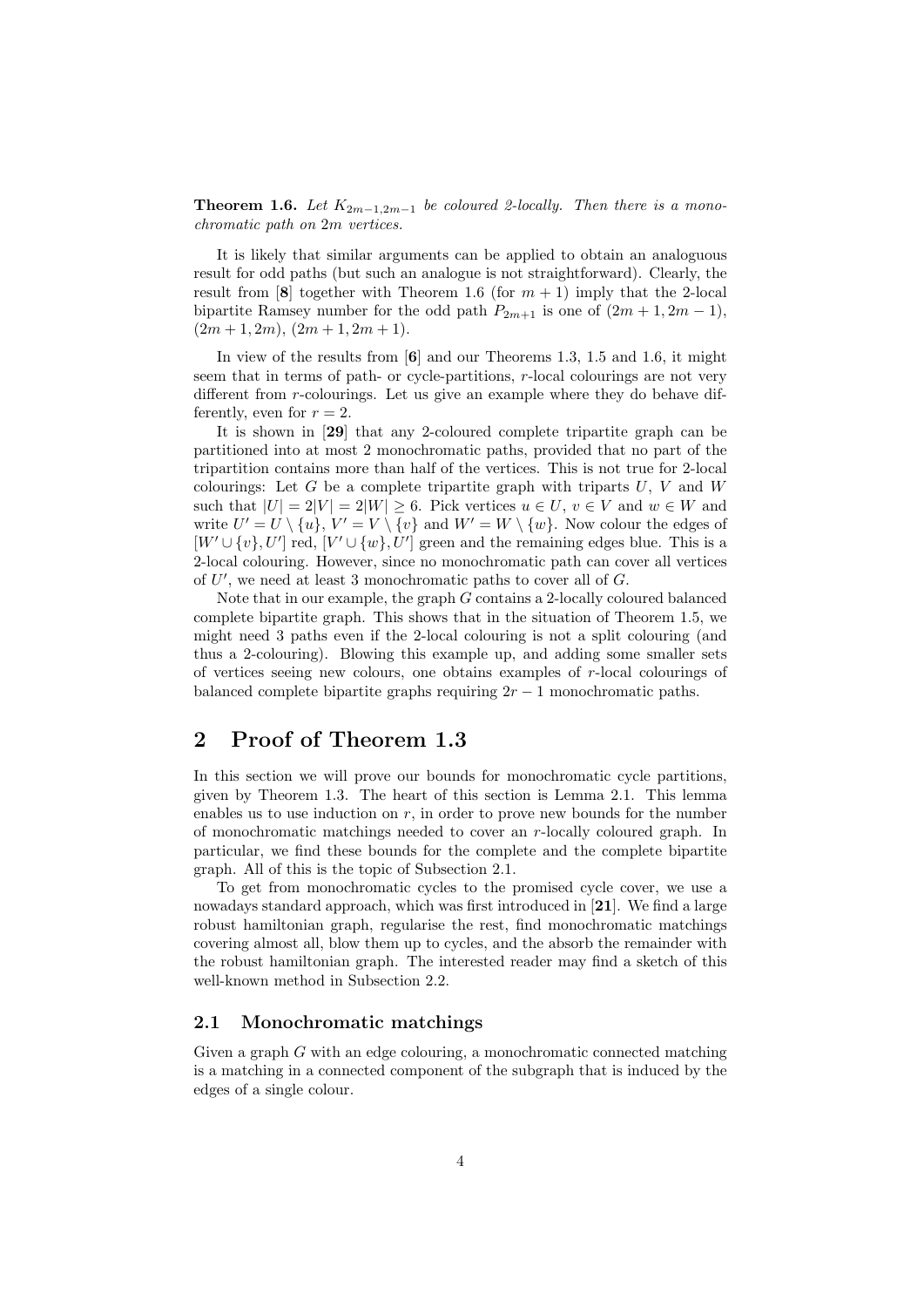**Theorem 1.6.** *Let $K_{2m-1,2m-1}$ be coloured 2-locally. Then there is a monochromatic path on $2m$ vertices.*

It is likely that similar arguments can be applied to obtain an analoguous result for odd paths (but such an analogue is not straightforward). Clearly, the result from [**8**] together with Theorem 1.6 (for $m+1$) imply that the 2-local bipartite Ramsey number for the odd path $P_{2m+1}$ is one of $(2m+1, 2m-1)$, $(2m+1, 2m)$, $(2m+1, 2m+1)$.

In view of the results from [**6**] and our Theorems 1.3, 1.5 and 1.6, it might seem that in terms of path- or cycle-partitions, $r$-local colourings are not very different from $r$-colourings. Let us give an example where they do behave differently, even for $r = 2$.

It is shown in [**29**] that any 2-coloured complete tripartite graph can be partitioned into at most 2 monochromatic paths, provided that no part of the tripartition contains more than half of the vertices. This is not true for 2-local colourings: Let $G$ be a complete tripartite graph with triparts $U$, $V$ and $W$ such that $|U| = 2|V| = 2|W| \geq 6$. Pick vertices $u \in U$, $v \in V$ and $w \in W$ and write $U' = U \setminus \{u\}$, $V' = V \setminus \{v\}$ and $W' = W \setminus \{w\}$. Now colour the edges of $[W' \cup \{v\}, U']$ red, $[V' \cup \{w\}, U']$ green and the remaining edges blue. This is a 2-local colouring. However, since no monochromatic path can cover all vertices of $U'$, we need at least 3 monochromatic paths to cover all of $G$.

Note that in our example, the graph $G$ contains a 2-locally coloured balanced complete bipartite graph. This shows that in the situation of Theorem 1.5, we might need 3 paths even if the 2-local colouring is not a split colouring (and thus a 2-colouring). Blowing this example up, and adding some smaller sets of vertices seeing new colours, one obtains examples of $r$-local colourings of balanced complete bipartite graphs requiring $2r - 1$ monochromatic paths.

# 2 Proof of Theorem 1.3

In this section we will prove our bounds for monochromatic cycle partitions, given by Theorem 1.3. The heart of this section is Lemma 2.1. This lemma enables us to use induction on $r$, in order to prove new bounds for the number of monochromatic matchings needed to cover an $r$-locally coloured graph. In particular, we find these bounds for the complete and the complete bipartite graph. All of this is the topic of Subsection 2.1.

To get from monochromatic cycles to the promised cycle cover, we use a nowadays standard approach, which was first introduced in [**21**]. We find a large robust hamiltonian graph, regularise the rest, find monochromatic matchings covering almost all, blow them up to cycles, and the absorb the remainder with the robust hamiltonian graph. The interested reader may find a sketch of this well-known method in Subsection 2.2.

## 2.1 Monochromatic matchings

Given a graph $G$ with an edge colouring, a monochromatic connected matching is a matching in a connected component of the subgraph that is induced by the edges of a single colour.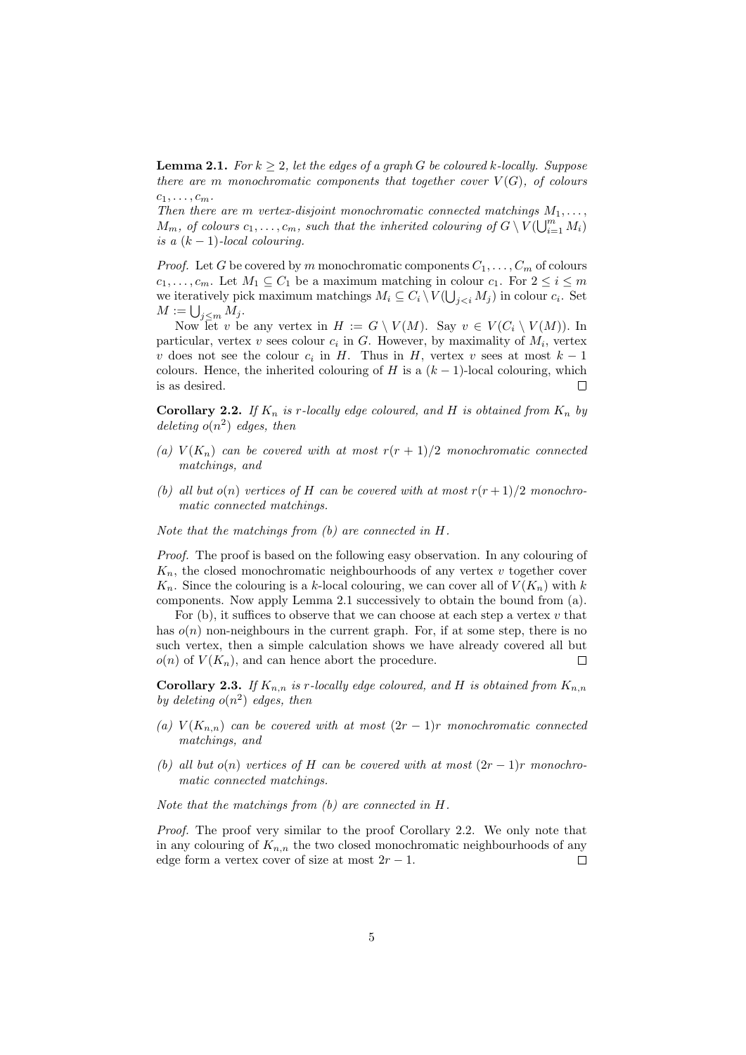**Lemma 2.1.** *For $k \geq 2$, let the edges of a graph $G$ be coloured $k$-locally. Suppose there are $m$ monochromatic components that together cover $V(G)$, of colours $c_1, \dots, c_m$.*
*Then there are $m$ vertex-disjoint monochromatic connected matchings $M_1, \dots, M_m$, of colours $c_1, \dots, c_m$, such that the inherited colouring of $G \setminus V(\bigcup_{i=1}^m M_i)$ is a $(k-1)$-local colouring.*

*Proof.* Let $G$ be covered by $m$ monochromatic components $C_1, \dots, C_m$ of colours $c_1, \dots, c_m$. Let $M_1 \subseteq C_1$ be a maximum matching in colour $c_1$. For $2 \leq i \leq m$ we iteratively pick maximum matchings $M_i \subseteq C_i \setminus V(\bigcup_{j<i} M_j)$ in colour $c_i$. Set $M := \bigcup_{j \leq m} M_j$.

Now let $v$ be any vertex in $H := G \setminus V(M)$. Say $v \in V(C_i \setminus V(M))$. In particular, vertex $v$ sees colour $c_i$ in $G$. However, by maximality of $M_i$, vertex $v$ does not see the colour $c_i$ in $H$. Thus in $H$, vertex $v$ sees at most $k-1$ colours. Hence, the inherited colouring of $H$ is a $(k-1)$-local colouring, which is as desired. □

**Corollary 2.2.** *If $K_n$ is $r$-locally edge coloured, and $H$ is obtained from $K_n$ by deleting $o(n^2)$ edges, then*

*(a) $V(K_n)$ can be covered with at most $r(r+1)/2$ monochromatic connected matchings, and*

*(b) all but $o(n)$ vertices of $H$ can be covered with at most $r(r+1)/2$ monochromatic connected matchings.*

*Note that the matchings from (b) are connected in $H$.*

*Proof.* The proof is based on the following easy observation. In any colouring of $K_n$, the closed monochromatic neighbourhoods of any vertex $v$ together cover $K_n$. Since the colouring is a $k$-local colouring, we can cover all of $V(K_n)$ with $k$ components. Now apply Lemma 2.1 successively to obtain the bound from (a).

For (b), it suffices to observe that we can choose at each step a vertex $v$ that has $o(n)$ non-neighbours in the current graph. For, if at some step, there is no such vertex, then a simple calculation shows we have already covered all but $o(n)$ of $V(K_n)$, and can hence abort the procedure. □

**Corollary 2.3.** *If $K_{n,n}$ is $r$-locally edge coloured, and $H$ is obtained from $K_{n,n}$ by deleting $o(n^2)$ edges, then*

*(a) $V(K_{n,n})$ can be covered with at most $(2r-1)r$ monochromatic connected matchings, and*

*(b) all but $o(n)$ vertices of $H$ can be covered with at most $(2r-1)r$ monochromatic connected matchings.*

*Note that the matchings from (b) are connected in $H$.*

*Proof.* The proof very similar to the proof Corollary 2.2. We only note that in any colouring of $K_{n,n}$ the two closed monochromatic neighbourhoods of any edge form a vertex cover of size at most $2r-1$. □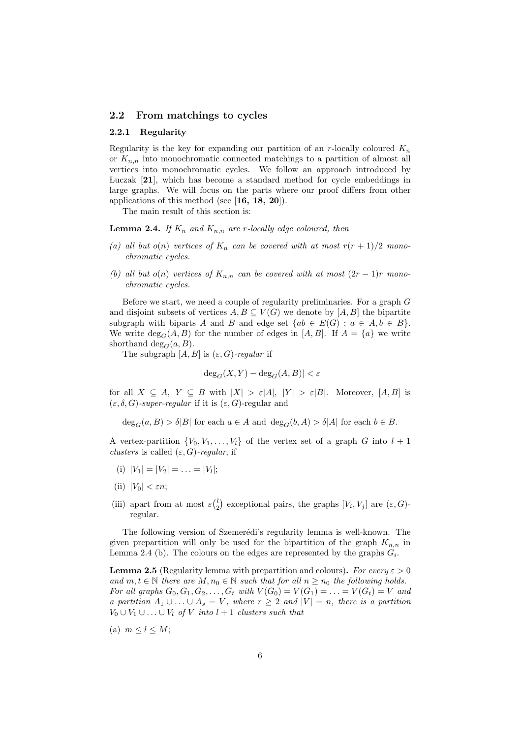## 2.2 From matchings to cycles

### 2.2.1 Regularity

Regularity is the key for expanding our partition of an $r$-locally coloured $K_n$ or $K_{n,n}$ into monochromatic connected matchings to a partition of almost all vertices into monochromatic cycles. We follow an approach introduced by Łuczak [**21**], which has become a standard method for cycle embeddings in large graphs. We will focus on the parts where our proof differs from other applications of this method (see [**16, 18, 20**]).

The main result of this section is:

**Lemma 2.4.** *If $K_n$ and $K_{n,n}$ are $r$-locally edge coloured, then*

*(a) all but $o(n)$ vertices of $K_n$ can be covered with at most $r(r+1)/2$ monochromatic cycles.*

*(b) all but $o(n)$ vertices of $K_{n,n}$ can be covered with at most $(2r-1)r$ monochromatic cycles.*

Before we start, we need a couple of regularity preliminaries. For a graph $G$ and disjoint subsets of vertices $A, B \subseteq V(G)$ we denote by $[A, B]$ the bipartite subgraph with biparts $A$ and $B$ and edge set $\{ab \in E(G) : a \in A, b \in B\}$. We write $\deg_G(A, B)$ for the number of edges in $[A, B]$. If $A = \{a\}$ we write shorthand $\deg_G(a, B)$.

The subgraph $[A, B]$ is *$(\varepsilon, G)$-regular* if

$$|\deg_G(X, Y) - \deg_G(A, B)| < \varepsilon$$

for all $X \subseteq A$, $Y \subseteq B$ with $|X| > \varepsilon|A|$, $|Y| > \varepsilon|B|$. Moreover, $[A, B]$ is *$(\varepsilon, \delta, G)$-super-regular* if it is $(\varepsilon, G)$-regular and

$$\deg_G(a, B) > \delta|B| \text{ for each } a \in A \text{ and } \deg_G(b, A) > \delta|A| \text{ for each } b \in B.$$

A vertex-partition $\{V_0, V_1, \ldots, V_l\}$ of the vertex set of a graph $G$ into $l+1$ *clusters* is called *$(\varepsilon, G)$-regular*, if

(i) $|V_1| = |V_2| = \ldots = |V_l|$;

(ii) $|V_0| < \varepsilon n$;

(iii) apart from at most $\varepsilon\binom{l}{2}$ exceptional pairs, the graphs $[V_i, V_j]$ are $(\varepsilon, G)$-regular.

The following version of Szemerédi's regularity lemma is well-known. The given prepartition will only be used for the bipartition of the graph $K_{n,n}$ in Lemma 2.4 (b). The colours on the edges are represented by the graphs $G_i$.

**Lemma 2.5** (Regularity lemma with prepartition and colours)**.** *For every $\varepsilon > 0$ and $m, t \in \mathbb{N}$ there are $M, n_0 \in \mathbb{N}$ such that for all $n \geq n_0$ the following holds. For all graphs $G_0, G_1, G_2, \ldots, G_t$ with $V(G_0) = V(G_1) = \ldots = V(G_t) = V$ and a partition $A_1 \cup \ldots \cup A_s = V$, where $r \geq 2$ and $|V| = n$, there is a partition $V_0 \cup V_1 \cup \ldots \cup V_l$ of $V$ into $l+1$ clusters such that*

(a) $m \leq l \leq M$;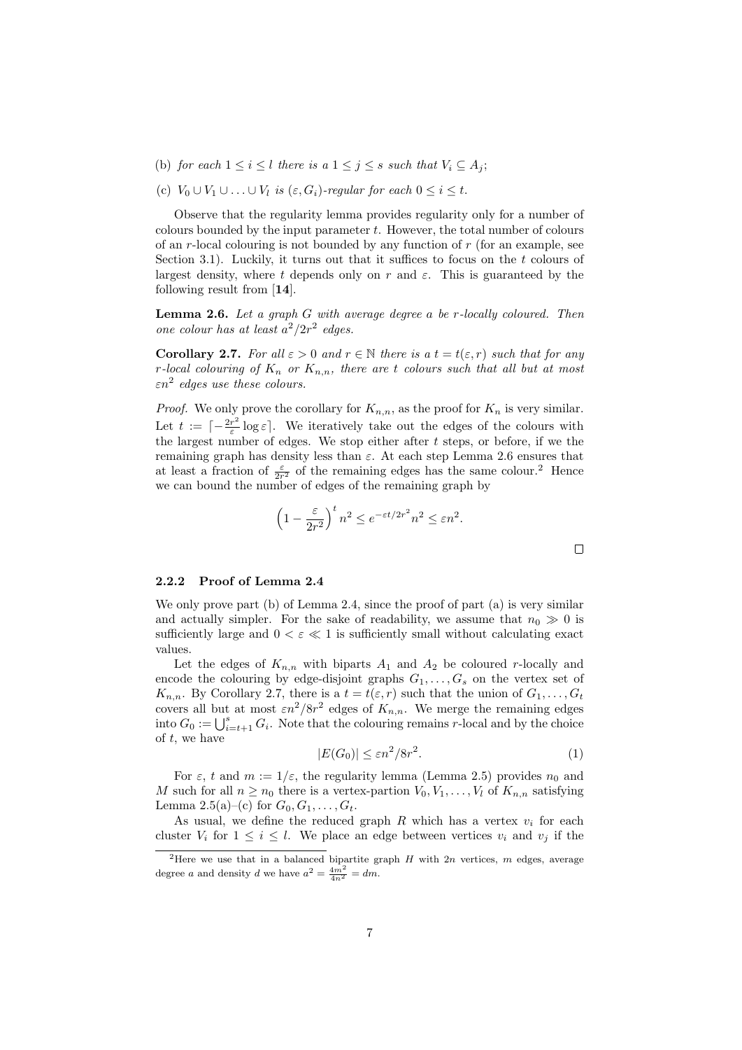(b) *for each $1 \leq i \leq l$ there is a $1 \leq j \leq s$ such that $V_i \subseteq A_j$;*

(c) *$V_0 \cup V_1 \cup \ldots \cup V_l$ is $(\varepsilon, G_i)$-regular for each $0 \leq i \leq t$.*

Observe that the regularity lemma provides regularity only for a number of colours bounded by the input parameter $t$. However, the total number of colours of an $r$-local colouring is not bounded by any function of $r$ (for an example, see Section 3.1). Luckily, it turns out that it suffices to focus on the $t$ colours of largest density, where $t$ depends only on $r$ and $\varepsilon$. This is guaranteed by the following result from [**14**].

**Lemma 2.6.** *Let a graph $G$ with average degree $a$ be $r$-locally coloured. Then one colour has at least $a^2/2r^2$ edges.*

**Corollary 2.7.** *For all $\varepsilon > 0$ and $r \in \mathbb{N}$ there is a $t = t(\varepsilon, r)$ such that for any $r$-local colouring of $K_n$ or $K_{n,n}$, there are $t$ colours such that all but at most $\varepsilon n^2$ edges use these colours.*

*Proof.* We only prove the corollary for $K_{n,n}$, as the proof for $K_n$ is very similar. Let $t := \lceil -\frac{2r^2}{\varepsilon} \log \varepsilon \rceil$. We iteratively take out the edges of the colours with the largest number of edges. We stop either after $t$ steps, or before, if we the remaining graph has density less than $\varepsilon$. At each step Lemma 2.6 ensures that at least a fraction of $\frac{\varepsilon}{2r^2}$ of the remaining edges has the same colour.[2] Hence we can bound the number of edges of the remaining graph by

$$\left(1 - \frac{\varepsilon}{2r^2}\right)^t n^2 \leq e^{-\varepsilon t/2r^2} n^2 \leq \varepsilon n^2.$$

□

### 2.2.2 Proof of Lemma 2.4

We only prove part (b) of Lemma 2.4, since the proof of part (a) is very similar and actually simpler. For the sake of readability, we assume that $n_0 \gg 0$ is sufficiently large and $0 < \varepsilon \ll 1$ is sufficiently small without calculating exact values.

Let the edges of $K_{n,n}$ with biparts $A_1$ and $A_2$ be coloured $r$-locally and encode the colouring by edge-disjoint graphs $G_1, \ldots, G_s$ on the vertex set of $K_{n,n}$. By Corollary 2.7, there is a $t = t(\varepsilon, r)$ such that the union of $G_1, \ldots, G_t$ covers all but at most $\varepsilon n^2/8r^2$ edges of $K_{n,n}$. We merge the remaining edges into $G_0 := \bigcup_{i=t+1}^{s} G_i$. Note that the colouring remains $r$-local and by the choice of $t$, we have

$$|E(G_0)| \leq \varepsilon n^2/8r^2. \tag{1}$$

For $\varepsilon$, $t$ and $m := 1/\varepsilon$, the regularity lemma (Lemma 2.5) provides $n_0$ and $M$ such for all $n \geq n_0$ there is a vertex-partion $V_0, V_1, \ldots, V_l$ of $K_{n,n}$ satisfying Lemma 2.5(a)–(c) for $G_0, G_1, \ldots, G_t$.

As usual, we define the reduced graph $R$ which has a vertex $v_i$ for each cluster $V_i$ for $1 \leq i \leq l$. We place an edge between vertices $v_i$ and $v_j$ if the

[2] Here we use that in a balanced bipartite graph $H$ with $2n$ vertices, $m$ edges, average degree $a$ and density $d$ we have $a^2 = \frac{4m^2}{4n^2} = dm$.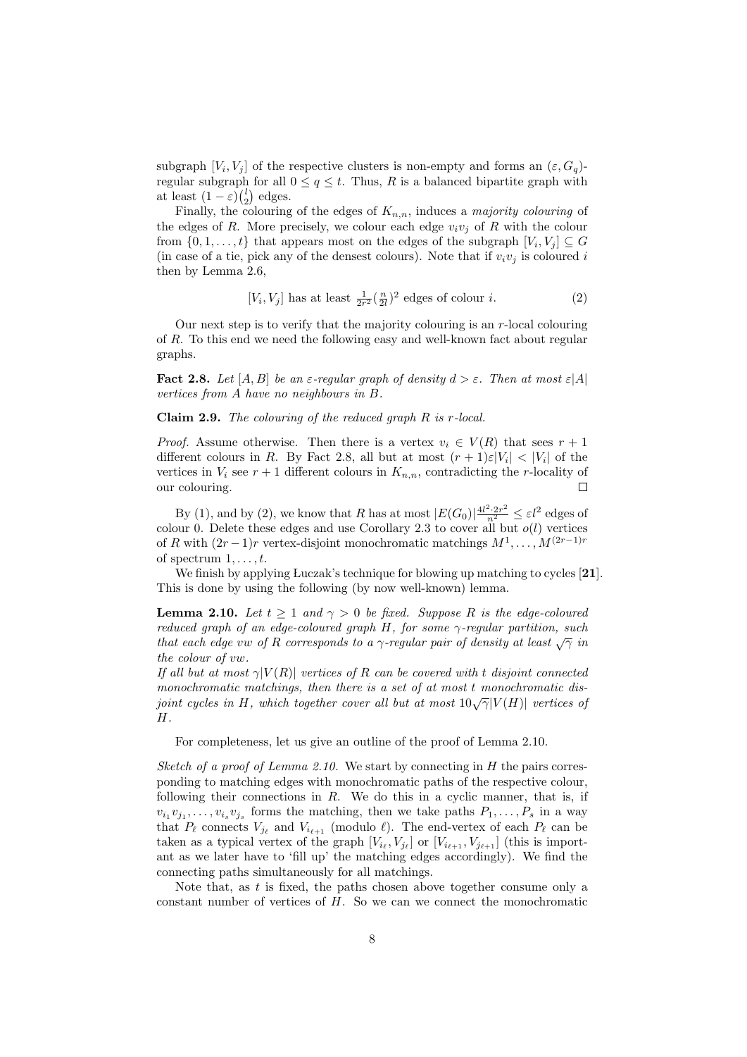subgraph $[V_i, V_j]$ of the respective clusters is non-empty and forms an $(\varepsilon, G_q)$-regular subgraph for all $0 \leq q \leq t$. Thus, $R$ is a balanced bipartite graph with at least $(1-\varepsilon)\binom{l}{2}$ edges.

Finally, the colouring of the edges of $K_{n,n}$, induces a *majority colouring* of the edges of $R$. More precisely, we colour each edge $v_iv_j$ of $R$ with the colour from $\{0, 1, \ldots, t\}$ that appears most on the edges of the subgraph $[V_i, V_j] \subseteq G$ (in case of a tie, pick any of the densest colours). Note that if $v_iv_j$ is coloured $i$ then by Lemma 2.6,

$$[V_i, V_j] \text{ has at least } \tfrac{1}{2r^2}(\tfrac{n}{2l})^2 \text{ edges of colour } i. \tag{2}$$

Our next step is to verify that the majority colouring is an $r$-local colouring of $R$. To this end we need the following easy and well-known fact about regular graphs.

**Fact 2.8.** *Let $[A, B]$ be an $\varepsilon$-regular graph of density $d > \varepsilon$. Then at most $\varepsilon|A|$ vertices from $A$ have no neighbours in $B$.*

**Claim 2.9.** *The colouring of the reduced graph $R$ is $r$-local.*

*Proof.* Assume otherwise. Then there is a vertex $v_i \in V(R)$ that sees $r+1$ different colours in $R$. By Fact 2.8, all but at most $(r+1)\varepsilon|V_i| < |V_i|$ of the vertices in $V_i$ see $r+1$ different colours in $K_{n,n}$, contradicting the $r$-locality of our colouring. □

By (1), and by (2), we know that $R$ has at most $|E(G_0)|\frac{4l^2 \cdot 2r^2}{n^2} \leq \varepsilon l^2$ edges of colour 0. Delete these edges and use Corollary 2.3 to cover all but $o(l)$ vertices of $R$ with $(2r-1)r$ vertex-disjoint monochromatic matchings $M^1, \ldots, M^{(2r-1)r}$ of spectrum $1, \ldots, t$.

We finish by applying Łuczak's technique for blowing up matching to cycles [**21**]. This is done by using the following (by now well-known) lemma.

**Lemma 2.10.** *Let $t \geq 1$ and $\gamma > 0$ be fixed. Suppose $R$ is the edge-coloured reduced graph of an edge-coloured graph $H$, for some $\gamma$-regular partition, such that each edge $vw$ of $R$ corresponds to a $\gamma$-regular pair of density at least $\sqrt{\gamma}$ in the colour of $vw$.*

*If all but at most $\gamma|V(R)|$ vertices of $R$ can be covered with $t$ disjoint connected monochromatic matchings, then there is a set of at most $t$ monochromatic disjoint cycles in $H$, which together cover all but at most $10\sqrt{\gamma}|V(H)|$ vertices of $H$.*

For completeness, let us give an outline of the proof of Lemma 2.10.

*Sketch of a proof of Lemma 2.10.* We start by connecting in $H$ the pairs corresponding to matching edges with monochromatic paths of the respective colour, following their connections in $R$. We do this in a cyclic manner, that is, if $v_{i_1}v_{j_1}, \ldots, v_{i_s}v_{j_s}$ forms the matching, then we take paths $P_1, \ldots, P_s$ in a way that $P_\ell$ connects $V_{j_\ell}$ and $V_{i_{\ell+1}}$ (modulo $\ell$). The end-vertex of each $P_\ell$ can be taken as a typical vertex of the graph $[V_{i_\ell}, V_{j_\ell}]$ or $[V_{i_{\ell+1}}, V_{j_{\ell+1}}]$ (this is important as we later have to 'fill up' the matching edges accordingly). We find the connecting paths simultaneously for all matchings.

Note that, as $t$ is fixed, the paths chosen above together consume only a constant number of vertices of $H$. So we can we connect the monochromatic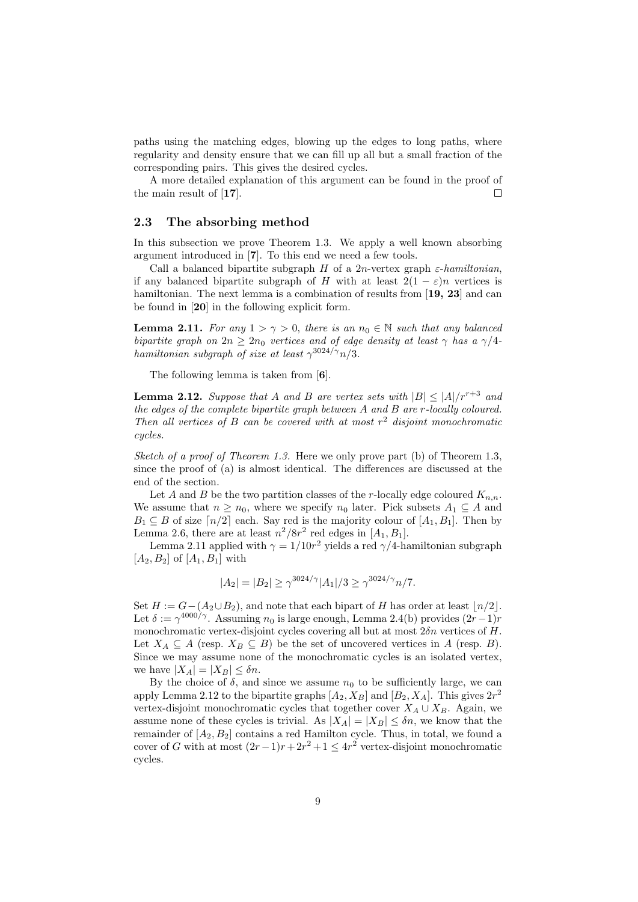paths using the matching edges, blowing up the edges to long paths, where regularity and density ensure that we can fill up all but a small fraction of the corresponding pairs. This gives the desired cycles.

A more detailed explanation of this argument can be found in the proof of the main result of [**17**]. □

## 2.3 The absorbing method

In this subsection we prove Theorem 1.3. We apply a well known absorbing argument introduced in [**7**]. To this end we need a few tools.

Call a balanced bipartite subgraph $H$ of a $2n$-vertex graph *$\varepsilon$-hamiltonian*, if any balanced bipartite subgraph of $H$ with at least $2(1-\varepsilon)n$ vertices is hamiltonian. The next lemma is a combination of results from [**19, 23**] and can be found in [**20**] in the following explicit form.

**Lemma 2.11.** *For any $1 > \gamma > 0$, there is an $n_0 \in \mathbb{N}$ such that any balanced bipartite graph on $2n \geq 2n_0$ vertices and of edge density at least $\gamma$ has a $\gamma/4$-hamiltonian subgraph of size at least $\gamma^{3024/\gamma} n/3$.*

The following lemma is taken from [**6**].

**Lemma 2.12.** *Suppose that $A$ and $B$ are vertex sets with $|B| \leq |A|/r^{r+3}$ and the edges of the complete bipartite graph between $A$ and $B$ are $r$-locally coloured. Then all vertices of $B$ can be covered with at most $r^2$ disjoint monochromatic cycles.*

*Sketch of a proof of Theorem 1.3.* Here we only prove part (b) of Theorem 1.3, since the proof of (a) is almost identical. The differences are discussed at the end of the section.

Let $A$ and $B$ be the two partition classes of the $r$-locally edge coloured $K_{n,n}$. We assume that $n \geq n_0$, where we specify $n_0$ later. Pick subsets $A_1 \subseteq A$ and $B_1 \subseteq B$ of size $\lceil n/2 \rceil$ each. Say red is the majority colour of $[A_1, B_1]$. Then by Lemma 2.6, there are at least $n^2/8r^2$ red edges in $[A_1, B_1]$.

Lemma 2.11 applied with $\gamma = 1/10r^2$ yields a red $\gamma/4$-hamiltonian subgraph $[A_2, B_2]$ of $[A_1, B_1]$ with

$$|A_2| = |B_2| \geq \gamma^{3024/\gamma}|A_1|/3 \geq \gamma^{3024/\gamma} n/7.$$

Set $H := G - (A_2 \cup B_2)$, and note that each bipart of $H$ has order at least $\lfloor n/2 \rfloor$. Let $\delta := \gamma^{4000/\gamma}$. Assuming $n_0$ is large enough, Lemma 2.4(b) provides $(2r-1)r$ monochromatic vertex-disjoint cycles covering all but at most $2\delta n$ vertices of $H$. Let $X_A \subseteq A$ (resp. $X_B \subseteq B$) be the set of uncovered vertices in $A$ (resp. $B$). Since we may assume none of the monochromatic cycles is an isolated vertex, we have $|X_A| = |X_B| \leq \delta n$.

By the choice of $\delta$, and since we assume $n_0$ to be sufficiently large, we can apply Lemma 2.12 to the bipartite graphs $[A_2, X_B]$ and $[B_2, X_A]$. This gives $2r^2$ vertex-disjoint monochromatic cycles that together cover $X_A \cup X_B$. Again, we assume none of these cycles is trivial. As $|X_A| = |X_B| \leq \delta n$, we know that the remainder of $[A_2, B_2]$ contains a red Hamilton cycle. Thus, in total, we found a cover of $G$ with at most $(2r-1)r + 2r^2 + 1 \leq 4r^2$ vertex-disjoint monochromatic cycles.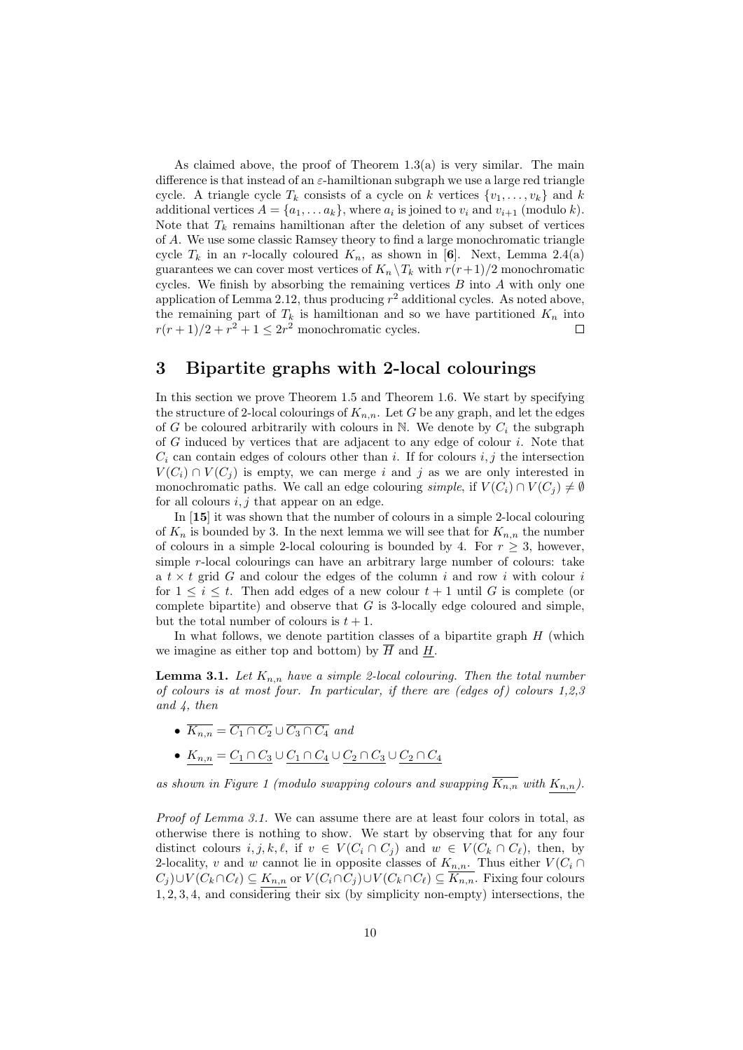As claimed above, the proof of Theorem 1.3(a) is very similar. The main difference is that instead of an $\varepsilon$-hamiltionan subgraph we use a large red triangle cycle. A triangle cycle $T_k$ consists of a cycle on $k$ vertices $\{v_1, \dots, v_k\}$ and $k$ additional vertices $A = \{a_1, \dots a_k\}$, where $a_i$ is joined to $v_i$ and $v_{i+1}$ (modulo $k$). Note that $T_k$ remains hamiltionan after the deletion of any subset of vertices of $A$. We use some classic Ramsey theory to find a large monochromatic triangle cycle $T_k$ in an $r$-locally coloured $K_n$, as shown in [**6**]. Next, Lemma 2.4(a) guarantees we can cover most vertices of $K_n \setminus T_k$ with $r(r+1)/2$ monochromatic cycles. We finish by absorbing the remaining vertices $B$ into $A$ with only one application of Lemma 2.12, thus producing $r^2$ additional cycles. As noted above, the remaining part of $T_k$ is hamiltionan and so we have partitioned $K_n$ into $r(r+1)/2 + r^2 + 1 \leq 2r^2$ monochromatic cycles. $\square$

## 3 Bipartite graphs with 2-local colourings

In this section we prove Theorem 1.5 and Theorem 1.6. We start by specifying the structure of 2-local colourings of $K_{n,n}$. Let $G$ be any graph, and let the edges of $G$ be coloured arbitrarily with colours in $\mathbb{N}$. We denote by $C_i$ the subgraph of $G$ induced by vertices that are adjacent to any edge of colour $i$. Note that $C_i$ can contain edges of colours other than $i$. If for colours $i, j$ the intersection $V(C_i) \cap V(C_j)$ is empty, we can merge $i$ and $j$ as we are only interested in monochromatic paths. We call an edge colouring *simple*, if $V(C_i) \cap V(C_j) \neq \emptyset$ for all colours $i, j$ that appear on an edge.

In [**15**] it was shown that the number of colours in a simple 2-local colouring of $K_n$ is bounded by 3. In the next lemma we will see that for $K_{n,n}$ the number of colours in a simple 2-local colouring is bounded by 4. For $r \geq 3$, however, simple $r$-local colourings can have an arbitrary large number of colours: take a $t \times t$ grid $G$ and colour the edges of the column $i$ and row $i$ with colour $i$ for $1 \leq i \leq t$. Then add edges of a new colour $t+1$ until $G$ is complete (or complete bipartite) and observe that $G$ is 3-locally edge coloured and simple, but the total number of colours is $t+1$.

In what follows, we denote partition classes of a bipartite graph $H$ (which we imagine as either top and bottom) by $\overline{H}$ and $\underline{H}$.

**Lemma 3.1.** *Let $K_{n,n}$ have a simple 2-local colouring. Then the total number of colours is at most four. In particular, if there are (edges of) colours 1,2,3 and 4, then*

- $\overline{K_{n,n}} = \overline{C_1 \cap C_2} \cup \overline{C_3 \cap C_4}$ *and*
- $\underline{K_{n,n}} = \underline{C_1 \cap C_3} \cup \underline{C_1 \cap C_4} \cup \underline{C_2 \cap C_3} \cup \underline{C_2 \cap C_4}$

*as shown in Figure 1 (modulo swapping colours and swapping $\overline{K_{n,n}}$ with $\underline{K_{n,n}}$).*

*Proof of Lemma 3.1.* We can assume there are at least four colors in total, as otherwise there is nothing to show. We start by observing that for any four distinct colours $i, j, k, \ell$, if $v \in V(C_i \cap C_j)$ and $w \in V(C_k \cap C_\ell)$, then, by 2-locality, $v$ and $w$ cannot lie in opposite classes of $K_{n,n}$. Thus either $V(C_i \cap C_j) \cup V(C_k \cap C_\ell) \subseteq \underline{K_{n,n}}$ or $V(C_i \cap C_j) \cup V(C_k \cap C_\ell) \subseteq \overline{K_{n,n}}$. Fixing four colours 1, 2, 3, 4, and considering their six (by simplicity non-empty) intersections, the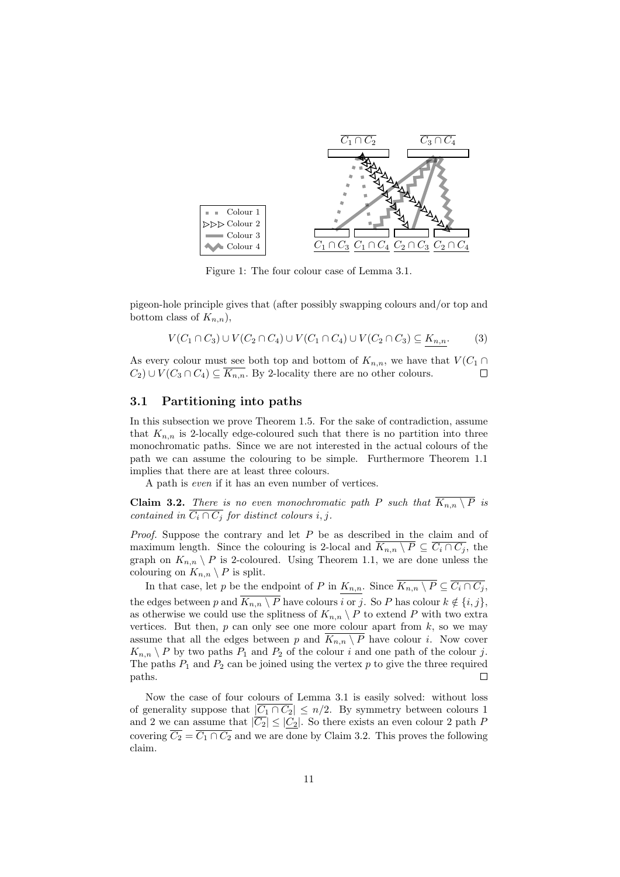Figure 1: The four colour case of Lemma 3.1.

pigeon-hole principle gives that (after possibly swapping colours and/or top and bottom class of $K_{n,n}$),

$$V(C_1 \cap C_3) \cup V(C_2 \cap C_4) \cup V(C_1 \cap C_4) \cup V(C_2 \cap C_3) \subseteq \underline{K_{n,n}}. \tag{3}$$

As every colour must see both top and bottom of $K_{n,n}$, we have that $V(C_1 \cap C_2) \cup V(C_3 \cap C_4) \subseteq \overline{K_{n,n}}$. By 2-locality there are no other colours. $\square$

## 3.1 Partitioning into paths

In this subsection we prove Theorem 1.5. For the sake of contradiction, assume that $K_{n,n}$ is 2-locally edge-coloured such that there is no partition into three monochromatic paths. Since we are not interested in the actual colours of the path we can assume the colouring to be simple. Furthermore Theorem 1.1 implies that there are at least three colours.

A path is *even* if it has an even number of vertices.

**Claim 3.2.** *There is no even monochromatic path $P$ such that $\overline{K_{n,n} \setminus P}$ is contained in $\overline{C_i \cap C_j}$ for distinct colours $i, j$.*

*Proof.* Suppose the contrary and let $P$ be as described in the claim and of maximum length. Since the colouring is 2-local and $\overline{K_{n,n} \setminus P} \subseteq \overline{C_i \cap C_j}$, the graph on $K_{n,n} \setminus P$ is 2-coloured. Using Theorem 1.1, we are done unless the colouring on $K_{n,n} \setminus P$ is split.

In that case, let $p$ be the endpoint of $P$ in $\underline{K_{n,n}}$. Since $\overline{K_{n,n} \setminus P} \subseteq \overline{C_i \cap C_j}$, the edges between $p$ and $\overline{K_{n,n} \setminus P}$ have colours $i$ or $j$. So $P$ has colour $k \notin \{i, j\}$, as otherwise we could use the splitness of $K_{n,n} \setminus P$ to extend $P$ with two extra vertices. But then, $p$ can only see one more colour apart from $k$, so we may assume that all the edges between $p$ and $\overline{K_{n,n} \setminus P}$ have colour $i$. Now cover $K_{n,n} \setminus P$ by two paths $P_1$ and $P_2$ of the colour $i$ and one path of the colour $j$. The paths $P_1$ and $P_2$ can be joined using the vertex $p$ to give the three required paths. $\square$

Now the case of four colours of Lemma 3.1 is easily solved: without loss of generality suppose that $|\overline{C_1 \cap C_2}| \leq n/2$. By symmetry between colours 1 and 2 we can assume that $|\overline{C_2}| \leq |\underline{C_2}|$. So there exists an even colour 2 path $P$ covering $\overline{C_2} = \overline{C_1 \cap C_2}$ and we are done by Claim 3.2. This proves the following claim.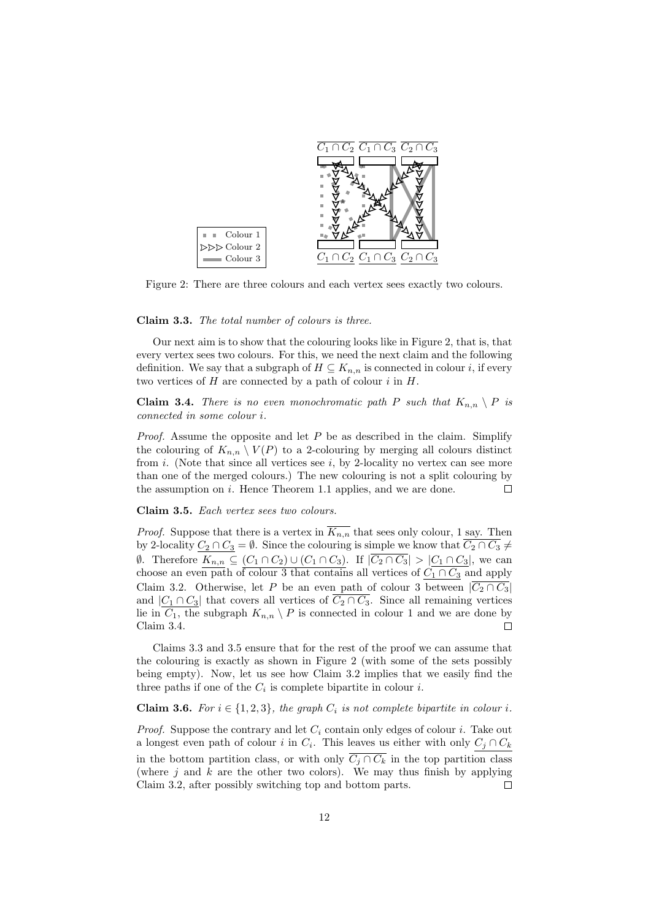Figure 2: There are three colours and each vertex sees exactly two colours.

**Claim 3.3.** *The total number of colours is three.*

Our next aim is to show that the colouring looks like in Figure 2, that is, that every vertex sees two colours. For this, we need the next claim and the following definition. We say that a subgraph of $H \subseteq K_{n,n}$ is connected in colour $i$, if every two vertices of $H$ are connected by a path of colour $i$ in $H$.

**Claim 3.4.** *There is no even monochromatic path $P$ such that $K_{n,n} \setminus P$ is connected in some colour $i$.*

*Proof.* Assume the opposite and let $P$ be as described in the claim. Simplify the colouring of $K_{n,n} \setminus V(P)$ to a 2-colouring by merging all colours distinct from $i$. (Note that since all vertices see $i$, by 2-locality no vertex can see more than one of the merged colours.) The new colouring is not a split colouring by the assumption on $i$. Hence Theorem 1.1 applies, and we are done. $\square$

**Claim 3.5.** *Each vertex sees two colours.*

*Proof.* Suppose that there is a vertex in $\overline{K_{n,n}}$ that sees only colour, 1 say. Then by 2-locality $\underline{C_2 \cap C_3} = \emptyset$. Since the colouring is simple we know that $\overline{C_2 \cap C_3} \neq \emptyset$. Therefore $\underline{K_{n,n}} \subseteq (C_1 \cap C_2) \cup (C_1 \cap C_3)$. If $|\overline{C_2 \cap C_3}| > |\underline{C_1 \cap C_3}|$, we can choose an even path of colour 3 that contains all vertices of $\underline{C_1 \cap C_3}$ and apply Claim 3.2. Otherwise, let $P$ be an even path of colour 3 between $|\overline{C_2 \cap C_3}|$ and $|\underline{C_1 \cap C_3}|$ that covers all vertices of $\overline{C_2 \cap C_3}$. Since all remaining vertices lie in $C_1$, the subgraph $K_{n,n} \setminus P$ is connected in colour 1 and we are done by Claim 3.4. $\square$

Claims 3.3 and 3.5 ensure that for the rest of the proof we can assume that the colouring is exactly as shown in Figure 2 (with some of the sets possibly being empty). Now, let us see how Claim 3.2 implies that we easily find the three paths if one of the $C_i$ is complete bipartite in colour $i$.

**Claim 3.6.** *For $i \in \{1, 2, 3\}$, the graph $C_i$ is not complete bipartite in colour $i$.*

*Proof.* Suppose the contrary and let $C_i$ contain only edges of colour $i$. Take out a longest even path of colour $i$ in $C_i$. This leaves us either with only $\underline{C_j \cap C_k}$ in the bottom partition class, or with only $\overline{C_j \cap C_k}$ in the top partition class (where $j$ and $k$ are the other two colors). We may thus finish by applying Claim 3.2, after possibly switching top and bottom parts. $\square$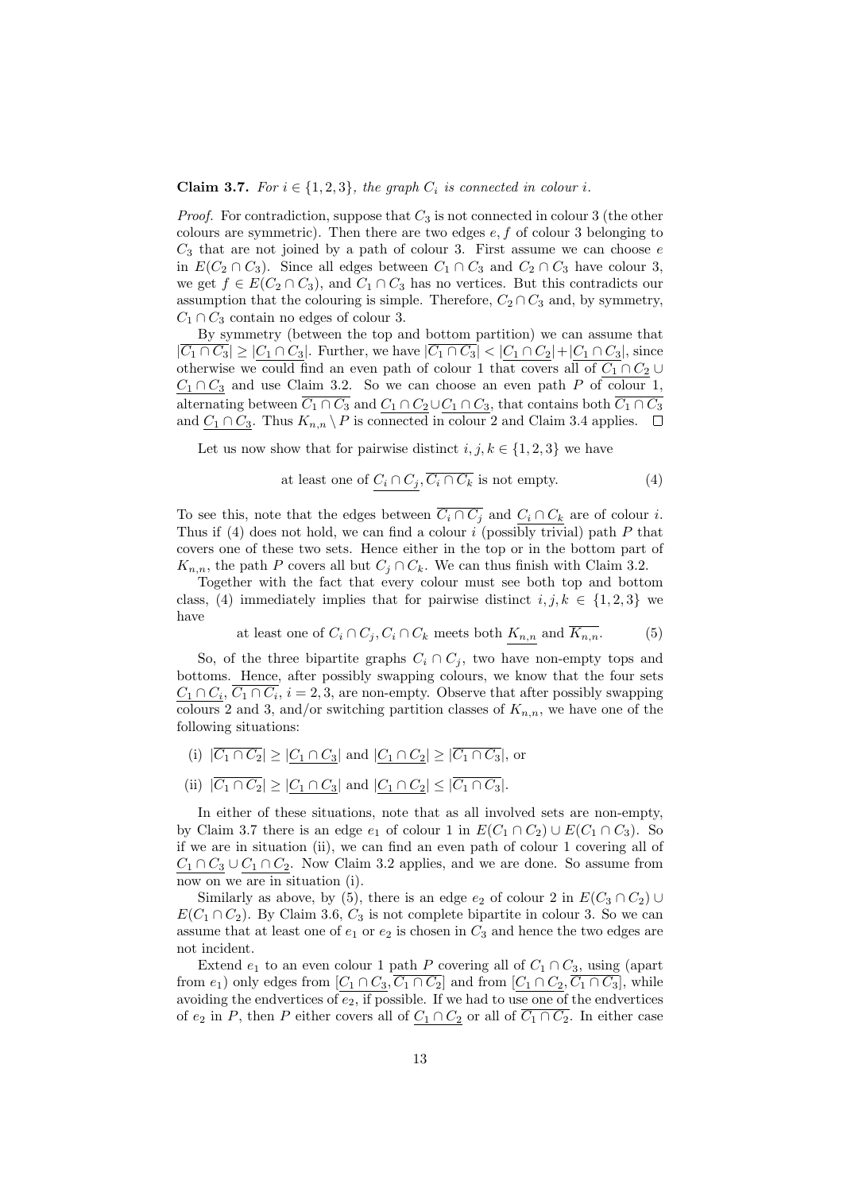**Claim 3.7.** *For $i \in \{1, 2, 3\}$, the graph $C_i$ is connected in colour $i$.*

*Proof.* For contradiction, suppose that $C_3$ is not connected in colour 3 (the other colours are symmetric). Then there are two edges $e, f$ of colour 3 belonging to $C_3$ that are not joined by a path of colour 3. First assume we can choose $e$ in $E(C_2 \cap C_3)$. Since all edges between $C_1 \cap C_3$ and $C_2 \cap C_3$ have colour 3, we get $f \in E(C_2 \cap C_3)$, and $C_1 \cap C_3$ has no vertices. But this contradicts our assumption that the colouring is simple. Therefore, $C_2 \cap C_3$ and, by symmetry, $C_1 \cap C_3$ contain no edges of colour 3.

By symmetry (between the top and bottom partition) we can assume that $|\overline{C_1 \cap C_3}| \geq |\underline{C_1 \cap C_3}|$. Further, we have $|\overline{C_1 \cap C_3}| < |\underline{C_1 \cap C_2}| + |\underline{C_1 \cap C_3}|$, since otherwise we could find an even path of colour 1 that covers all of $\underline{C_1 \cap C_2} \cup \underline{C_1 \cap C_3}$ and use Claim 3.2. So we can choose an even path $P$ of colour 1, alternating between $\overline{C_1 \cap C_3}$ and $\underline{C_1 \cap C_2} \cup \underline{C_1 \cap C_3}$, that contains both $\overline{C_1 \cap C_3}$ and $\underline{C_1 \cap C_3}$. Thus $K_{n,n} \setminus P$ is connected in colour 2 and Claim 3.4 applies. $\square$

Let us now show that for pairwise distinct $i, j, k \in \{1, 2, 3\}$ we have

$$\text{at least one of } \underline{C_i \cap C_j}, \overline{C_i \cap C_k} \text{ is not empty.} \tag{4}$$

To see this, note that the edges between $\overline{C_i \cap C_j}$ and $\underline{C_i \cap C_k}$ are of colour $i$. Thus if (4) does not hold, we can find a colour $i$ (possibly trivial) path $P$ that covers one of these two sets. Hence either in the top or in the bottom part of $K_{n,n}$, the path $P$ covers all but $C_j \cap C_k$. We can thus finish with Claim 3.2.

Together with the fact that every colour must see both top and bottom class, (4) immediately implies that for pairwise distinct $i, j, k \in \{1, 2, 3\}$ we have

$$\text{at least one of } C_i \cap C_j, C_i \cap C_k \text{ meets both } \underline{K_{n,n}} \text{ and } \overline{K_{n,n}}. \tag{5}$$

So, of the three bipartite graphs $C_i \cap C_j$, two have non-empty tops and bottoms. Hence, after possibly swapping colours, we know that the four sets $\underline{C_1 \cap C_i}$, $\overline{C_1 \cap C_i}$, $i = 2, 3$, are non-empty. Observe that after possibly swapping colours 2 and 3, and/or switching partition classes of $K_{n,n}$, we have one of the following situations:

(i) $|\overline{C_1 \cap C_2}| \geq |\underline{C_1 \cap C_3}|$ and $|\underline{C_1 \cap C_2}| \geq |\overline{C_1 \cap C_3}|$, or

(ii) $|\overline{C_1 \cap C_2}| \geq |\underline{C_1 \cap C_3}|$ and $|\underline{C_1 \cap C_2}| \leq |\overline{C_1 \cap C_3}|$.

In either of these situations, note that as all involved sets are non-empty, by Claim 3.7 there is an edge $e_1$ of colour 1 in $E(C_1 \cap C_2) \cup E(C_1 \cap C_3)$. So if we are in situation (ii), we can find an even path of colour 1 covering all of $\underline{C_1 \cap C_3} \cup \underline{C_1 \cap C_2}$. Now Claim 3.2 applies, and we are done. So assume from now on we are in situation (i).

Similarly as above, by (5), there is an edge $e_2$ of colour 2 in $E(C_3 \cap C_2) \cup E(C_1 \cap C_2)$. By Claim 3.6, $C_3$ is not complete bipartite in colour 3. So we can assume that at least one of $e_1$ or $e_2$ is chosen in $C_3$ and hence the two edges are not incident.

Extend $e_1$ to an even colour 1 path $P$ covering all of $C_1 \cap C_3$, using (apart from $e_1$) only edges from $[\underline{C_1 \cap C_3}, \overline{C_1 \cap C_2}]$ and from $[\underline{C_1 \cap C_2}, \overline{C_1 \cap C_3}]$, while avoiding the endvertices of $e_2$, if possible. If we had to use one of the endvertices of $e_2$ in $P$, then $P$ either covers all of $\underline{C_1 \cap C_2}$ or all of $\overline{C_1 \cap C_2}$. In either case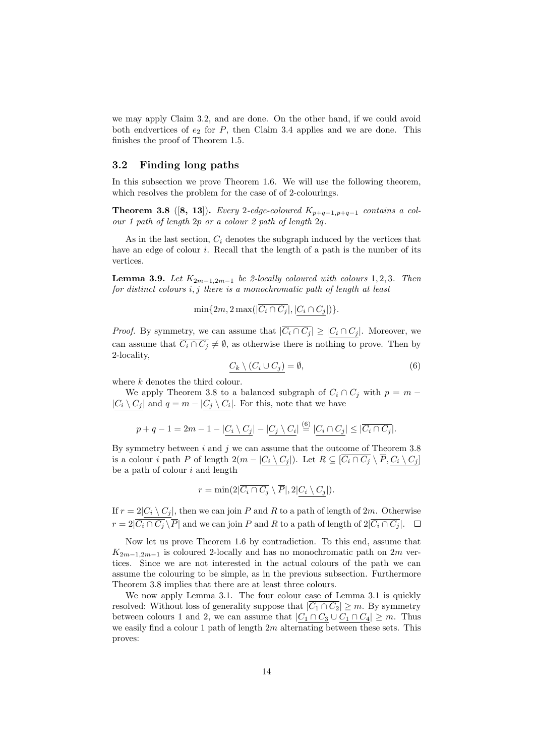we may apply Claim 3.2, and are done. On the other hand, if we could avoid both endvertices of $e_2$ for $P$, then Claim 3.4 applies and we are done. This finishes the proof of Theorem 1.5.

### 3.2 Finding long paths

In this subsection we prove Theorem 1.6. We will use the following theorem, which resolves the problem for the case of of 2-colourings.

**Theorem 3.8** ([8, 13]). *Every 2-edge-coloured $K_{p+q-1,p+q-1}$ contains a colour 1 path of length $2p$ or a colour 2 path of length $2q$.*

As in the last section, $C_i$ denotes the subgraph induced by the vertices that have an edge of colour $i$. Recall that the length of a path is the number of its vertices.

**Lemma 3.9.** *Let $K_{2m-1,2m-1}$ be 2-locally coloured with colours 1, 2, 3. Then for distinct colours $i, j$ there is a monochromatic path of length at least*

$$\min\{2m, 2\max(|\overline{C_i \cap C_j}|, |\underline{C_i \cap C_j}|)\}.$$

*Proof.* By symmetry, we can assume that $|\overline{C_i \cap C_j}| \geq |\underline{C_i \cap C_j}|$. Moreover, we can assume that $\overline{C_i \cap C_j} \neq \emptyset$, as otherwise there is nothing to prove. Then by 2-locality,

$$\underline{C_k \setminus (C_i \cup C_j)} = \emptyset, \tag{6}$$

where $k$ denotes the third colour.

We apply Theorem 3.8 to a balanced subgraph of $C_i \cap C_j$ with $p = m - |\underline{C_i \setminus C_j}|$ and $q = m - |\underline{C_j \setminus C_i}|$. For this, note that we have

$$p + q - 1 = 2m - 1 - |\underline{C_i \setminus C_j}| - |\underline{C_j \setminus C_i}| \overset{(6)}{=} |\underline{C_i \cap C_j}| \leq |\overline{C_i \cap C_j}|.$$

By symmetry between $i$ and $j$ we can assume that the outcome of Theorem 3.8 is a colour $i$ path $P$ of length $2(m - |\underline{C_i \setminus C_j}|)$. Let $R \subseteq [\overline{C_i \cap C_j} \setminus \overline{P}, \underline{C_i \setminus C_j}]$ be a path of colour $i$ and length

$$r = \min(2|\overline{C_i \cap C_j} \setminus \overline{P}|, 2|\underline{C_i \setminus C_j}|).$$

If $r = 2|\underline{C_i \setminus C_j}|$, then we can join $P$ and $R$ to a path of length of $2m$. Otherwise $r = 2|\overline{C_i \cap C_j} \setminus \overline{P}|$ and we can join $P$ and $R$ to a path of length of $2|\overline{C_i \cap C_j}|$. $\square$

Now let us prove Theorem 1.6 by contradiction. To this end, assume that $K_{2m-1,2m-1}$ is coloured 2-locally and has no monochromatic path on $2m$ vertices. Since we are not interested in the actual colours of the path we can assume the colouring to be simple, as in the previous subsection. Furthermore Theorem 3.8 implies that there are at least three colours.

We now apply Lemma 3.1. The four colour case of Lemma 3.1 is quickly resolved: Without loss of generality suppose that $|\overline{C_1 \cap C_2}| \geq m$. By symmetry between colours 1 and 2, we can assume that $|\underline{C_1 \cap C_3} \cup \underline{C_1 \cap C_4}| \geq m$. Thus we easily find a colour 1 path of length $2m$ alternating between these sets. This proves: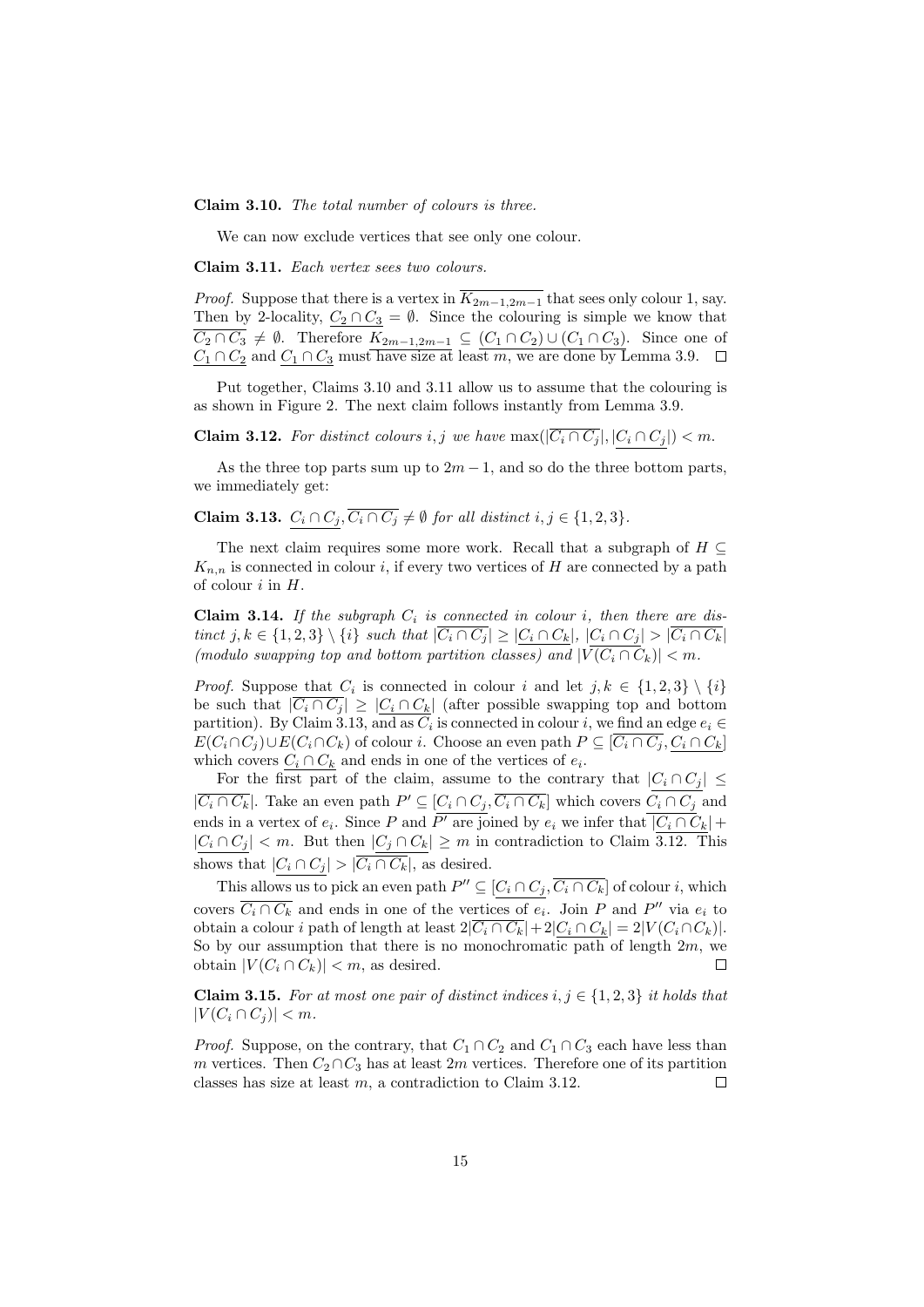**Claim 3.10.** *The total number of colours is three.*

We can now exclude vertices that see only one colour.

**Claim 3.11.** *Each vertex sees two colours.*

*Proof.* Suppose that there is a vertex in $\overline{K_{2m-1,2m-1}}$ that sees only colour 1, say. Then by 2-locality, $\underline{C_2 \cap C_3} = \emptyset$. Since the colouring is simple we know that $\overline{C_2 \cap C_3} \neq \emptyset$. Therefore $\underline{K_{2m-1,2m-1}} \subseteq \underline{(C_1 \cap C_2) \cup (C_1 \cap C_3)}$. Since one of $\underline{C_1 \cap C_2}$ and $\underline{C_1 \cap C_3}$ must have size at least $m$, we are done by Lemma 3.9. $\square$

Put together, Claims 3.10 and 3.11 allow us to assume that the colouring is as shown in Figure 2. The next claim follows instantly from Lemma 3.9.

**Claim 3.12.** *For distinct colours $i, j$ we have $\max(|\overline{C_i \cap C_j}|, |\underline{C_i \cap C_j}|) < m$.*

As the three top parts sum up to $2m-1$, and so do the three bottom parts, we immediately get:

**Claim 3.13.** *$\underline{C_i \cap C_j}, \overline{C_i \cap C_j} \neq \emptyset$ for all distinct $i, j \in \{1, 2, 3\}$.*

The next claim requires some more work. Recall that a subgraph of $H \subseteq K_{n,n}$ is connected in colour $i$, if every two vertices of $H$ are connected by a path of colour $i$ in $H$.

**Claim 3.14.** *If the subgraph $C_i$ is connected in colour $i$, then there are distinct $j, k \in \{1, 2, 3\} \setminus \{i\}$ such that $|\overline{C_i \cap C_j}| \geq |\underline{C_i \cap C_k}|$, $|\underline{C_i \cap C_j}| > |\overline{C_i \cap C_k}|$ (modulo swapping top and bottom partition classes) and $|V(C_i \cap C_k)| < m$.*

*Proof.* Suppose that $C_i$ is connected in colour $i$ and let $j, k \in \{1, 2, 3\} \setminus \{i\}$ be such that $|\overline{C_i \cap C_j}| \geq |\underline{C_i \cap C_k}|$ (after possible swapping top and bottom partition). By Claim 3.13, and as $C_i$ is connected in colour $i$, we find an edge $e_i \in E(C_i \cap C_j) \cup E(C_i \cap C_k)$ of colour $i$. Choose an even path $P \subseteq [\overline{C_i \cap C_j}, \underline{C_i \cap C_k}]$ which covers $\underline{C_i \cap C_k}$ and ends in one of the vertices of $e_i$.

For the first part of the claim, assume to the contrary that $|\underline{C_i \cap C_j}| \leq |\overline{C_i \cap C_k}|$. Take an even path $P' \subseteq [\underline{C_i \cap C_j}, \overline{C_i \cap C_k}]$ which covers $\underline{C_i \cap C_j}$ and ends in a vertex of $e_i$. Since $P$ and $P'$ are joined by $e_i$ we infer that $|\underline{C_i \cap C_k}| + |\underline{C_i \cap C_j}| < m$. But then $|\underline{C_j \cap C_k}| \geq m$ in contradiction to Claim 3.12. This shows that $|\underline{C_i \cap C_j}| > |\overline{C_i \cap C_k}|$, as desired.

This allows us to pick an even path $P'' \subseteq [\underline{C_i \cap C_j}, \overline{C_i \cap C_k}]$ of colour $i$, which covers $\overline{C_i \cap C_k}$ and ends in one of the vertices of $e_i$. Join $P$ and $P''$ via $e_i$ to obtain a colour $i$ path of length at least $2|\overline{C_i \cap C_k}| + 2|\underline{C_i \cap C_k}| = 2|V(C_i \cap C_k)|$. So by our assumption that there is no monochromatic path of length $2m$, we obtain $|V(C_i \cap C_k)| < m$, as desired. $\square$

**Claim 3.15.** *For at most one pair of distinct indices $i, j \in \{1, 2, 3\}$ it holds that $|V(C_i \cap C_j)| < m$.*

*Proof.* Suppose, on the contrary, that $C_1 \cap C_2$ and $C_1 \cap C_3$ each have less than $m$ vertices. Then $C_2 \cap C_3$ has at least $2m$ vertices. Therefore one of its partition classes has size at least $m$, a contradiction to Claim 3.12. $\square$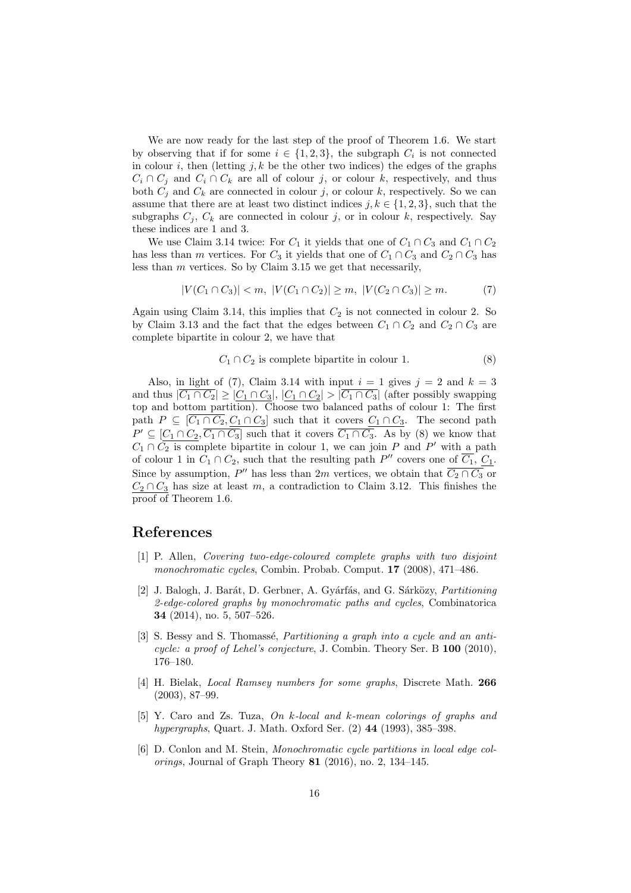We are now ready for the last step of the proof of Theorem 1.6. We start by observing that if for some $i \in \{1, 2, 3\}$, the subgraph $C_i$ is not connected in colour $i$, then (letting $j, k$ be the other two indices) the edges of the graphs $C_i \cap C_j$ and $C_i \cap C_k$ are all of colour $j$, or colour $k$, respectively, and thus both $C_j$ and $C_k$ are connected in colour $j$, or colour $k$, respectively. So we can assume that there are at least two distinct indices $j, k \in \{1, 2, 3\}$, such that the subgraphs $C_j$, $C_k$ are connected in colour $j$, or in colour $k$, respectively. Say these indices are 1 and 3.

We use Claim 3.14 twice: For $C_1$ it yields that one of $C_1 \cap C_3$ and $C_1 \cap C_2$ has less than $m$ vertices. For $C_3$ it yields that one of $C_1 \cap C_3$ and $C_2 \cap C_3$ has less than $m$ vertices. So by Claim 3.15 we get that necessarily,

$$|V(C_1 \cap C_3)| < m, \ |V(C_1 \cap C_2)| \geq m, \ |V(C_2 \cap C_3)| \geq m. \tag{7}$$

Again using Claim 3.14, this implies that $C_2$ is not connected in colour 2. So by Claim 3.13 and the fact that the edges between $C_1 \cap C_2$ and $C_2 \cap C_3$ are complete bipartite in colour 2, we have that

$$C_1 \cap C_2 \text{ is complete bipartite in colour 1.} \tag{8}$$

Also, in light of (7), Claim 3.14 with input $i = 1$ gives $j = 2$ and $k = 3$ and thus $|\overline{C_1 \cap C_2}| \geq |\underline{C_1 \cap C_3}|$, $|\underline{C_1 \cap C_2}| > |\overline{C_1 \cap C_3}|$ (after possibly swapping top and bottom partition). Choose two balanced paths of colour 1: The first path $P \subseteq [\overline{C_1 \cap C_2}, \underline{C_1 \cap C_3}]$ such that it covers $\underline{C_1 \cap C_3}$. The second path $P' \subseteq [\underline{C_1 \cap C_2}, \overline{C_1 \cap C_3}]$ such that it covers $\overline{C_1 \cap C_3}$. As by (8) we know that $C_1 \cap C_2$ is complete bipartite in colour 1, we can join $P$ and $P'$ with a path of colour 1 in $C_1 \cap C_2$, such that the resulting path $P''$ covers one of $\overline{C_1}$, $\underline{C_1}$. Since by assumption, $P''$ has less than $2m$ vertices, we obtain that $\overline{C_2 \cap C_3}$ or $\underline{C_2 \cap C_3}$ has size at least $m$, a contradiction to Claim 3.12. This finishes the proof of Theorem 1.6.

## References

[1] P. Allen, *Covering two-edge-coloured complete graphs with two disjoint monochromatic cycles*, Combin. Probab. Comput. **17** (2008), 471–486.

[2] J. Balogh, J. Barát, D. Gerbner, A. Gyárfás, and G. Sárközy, *Partitioning 2-edge-colored graphs by monochromatic paths and cycles*, Combinatorica **34** (2014), no. 5, 507–526.

[3] S. Bessy and S. Thomassé, *Partitioning a graph into a cycle and an anticycle: a proof of Lehel's conjecture*, J. Combin. Theory Ser. B **100** (2010), 176–180.

[4] H. Bielak, *Local Ramsey numbers for some graphs*, Discrete Math. **266** (2003), 87–99.

[5] Y. Caro and Zs. Tuza, *On k-local and k-mean colorings of graphs and hypergraphs*, Quart. J. Math. Oxford Ser. (2) **44** (1993), 385–398.

[6] D. Conlon and M. Stein, *Monochromatic cycle partitions in local edge colorings*, Journal of Graph Theory **81** (2016), no. 2, 134–145.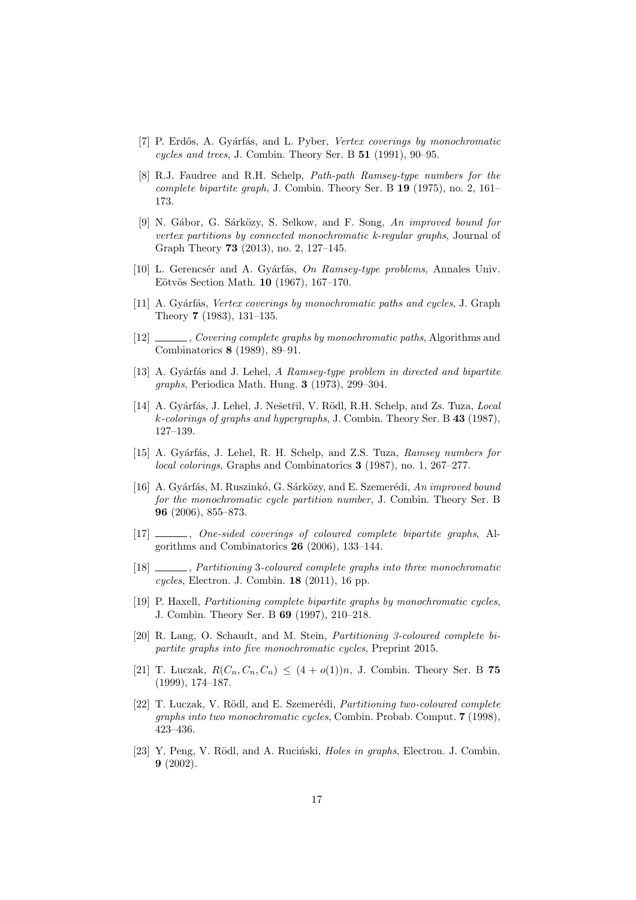[7] P. Erdős, A. Gyárfás, and L. Pyber, *Vertex coverings by monochromatic cycles and trees*, J. Combin. Theory Ser. B **51** (1991), 90–95.

[8] R.J. Faudree and R.H. Schelp, *Path-path Ramsey-type numbers for the complete bipartite graph*, J. Combin. Theory Ser. B **19** (1975), no. 2, 161–173.

[9] N. Gábor, G. Sárközy, S. Selkow, and F. Song, *An improved bound for vertex partitions by connected monochromatic k-regular graphs*, Journal of Graph Theory **73** (2013), no. 2, 127–145.

[10] L. Gerencsér and A. Gyárfás, *On Ramsey-type problems*, Annales Univ. Eötvös Section Math. **10** (1967), 167–170.

[11] A. Gyárfás, *Vertex coverings by monochromatic paths and cycles*, J. Graph Theory **7** (1983), 131–135.

[12] ______, *Covering complete graphs by monochromatic paths*, Algorithms and Combinatorics **8** (1989), 89–91.

[13] A. Gyárfás and J. Lehel, *A Ramsey-type problem in directed and bipartite graphs*, Periodica Math. Hung. **3** (1973), 299–304.

[14] A. Gyárfás, J. Lehel, J. Nešetřil, V. Rödl, R.H. Schelp, and Zs. Tuza, *Local $k$-colorings of graphs and hypergraphs*, J. Combin. Theory Ser. B **43** (1987), 127–139.

[15] A. Gyárfás, J. Lehel, R. H. Schelp, and Z.S. Tuza, *Ramsey numbers for local colorings*, Graphs and Combinatorics **3** (1987), no. 1, 267–277.

[16] A. Gyárfás, M. Ruszinkó, G. Sárközy, and E. Szemerédi, *An improved bound for the monochromatic cycle partition number*, J. Combin. Theory Ser. B **96** (2006), 855–873.

[17] ______, *One-sided coverings of coloured complete bipartite graphs*, Algorithms and Combinatorics **26** (2006), 133–144.

[18] ______, *Partitioning 3-coloured complete graphs into three monochromatic cycles*, Electron. J. Combin. **18** (2011), 16 pp.

[19] P. Haxell, *Partitioning complete bipartite graphs by monochromatic cycles*, J. Combin. Theory Ser. B **69** (1997), 210–218.

[20] R. Lang, O. Schaudt, and M. Stein, *Partitioning 3-coloured complete bipartite graphs into five monochromatic cycles*, Preprint 2015.

[21] T. Łuczak, $R(C_n, C_n, C_n) \leq (4 + o(1))n$, J. Combin. Theory Ser. B **75** (1999), 174–187.

[22] T. Łuczak, V. Rödl, and E. Szemerédi, *Partitioning two-coloured complete graphs into two monochromatic cycles*, Combin. Probab. Comput. **7** (1998), 423–436.

[23] Y. Peng, V. Rödl, and A. Ruciński, *Holes in graphs*, Electron. J. Combin. **9** (2002).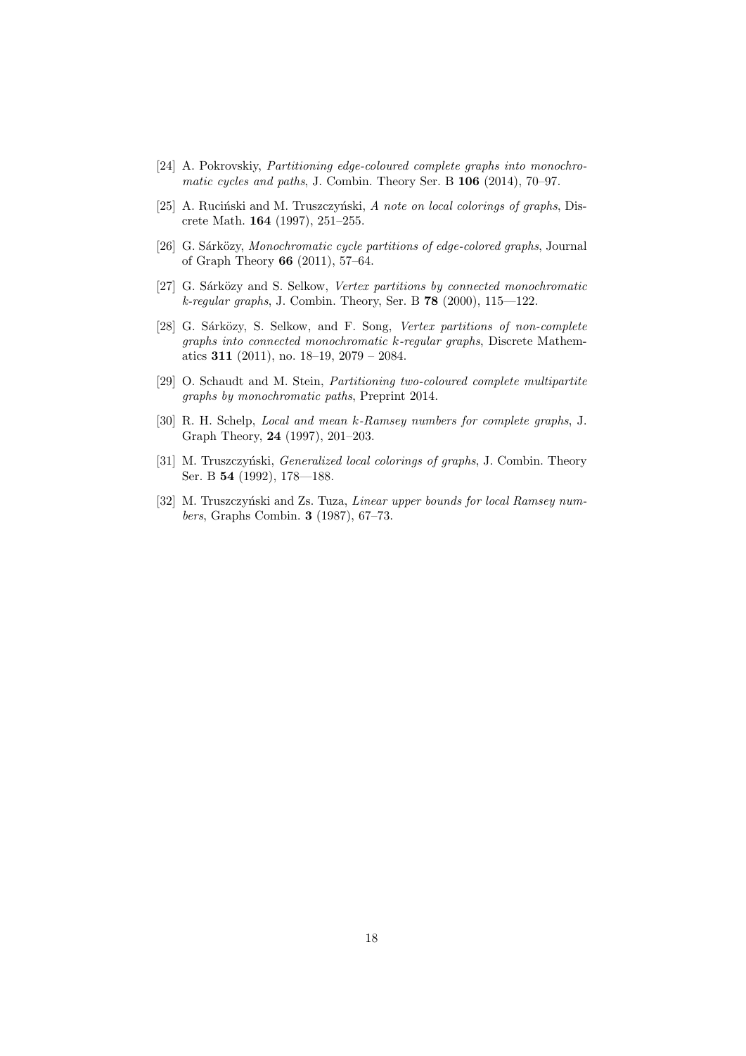[24] A. Pokrovskiy, *Partitioning edge-coloured complete graphs into monochromatic cycles and paths*, J. Combin. Theory Ser. B **106** (2014), 70–97.

[25] A. Ruciński and M. Truszczyński, *A note on local colorings of graphs*, Discrete Math. **164** (1997), 251–255.

[26] G. Sárközy, *Monochromatic cycle partitions of edge-colored graphs*, Journal of Graph Theory **66** (2011), 57–64.

[27] G. Sárközy and S. Selkow, *Vertex partitions by connected monochromatic $k$-regular graphs*, J. Combin. Theory, Ser. B **78** (2000), 115—122.

[28] G. Sárközy, S. Selkow, and F. Song, *Vertex partitions of non-complete graphs into connected monochromatic $k$-regular graphs*, Discrete Mathematics **311** (2011), no. 18–19, 2079 – 2084.

[29] O. Schaudt and M. Stein, *Partitioning two-coloured complete multipartite graphs by monochromatic paths*, Preprint 2014.

[30] R. H. Schelp, *Local and mean $k$-Ramsey numbers for complete graphs*, J. Graph Theory, **24** (1997), 201–203.

[31] M. Truszczyński, *Generalized local colorings of graphs*, J. Combin. Theory Ser. B **54** (1992), 178—188.

[32] M. Truszczyński and Zs. Tuza, *Linear upper bounds for local Ramsey numbers*, Graphs Combin. **3** (1987), 67–73.